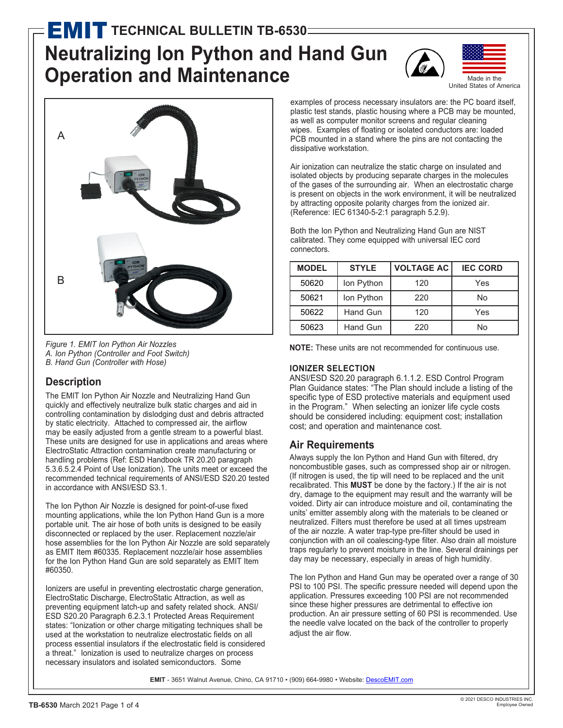# EMIT TECHNICAL BULLETIN TB-6530

# Neutralizing Ion Python and Hand Gun Operation and Maintenance

Made in the United States of America

A

B

*Figure 1. EMIT Ion Python Air Nozzles*
*A. Ion Python (Controller and Foot Switch)*
*B. Hand Gun (Controller with Hose)*

## Description

The EMIT Ion Python Air Nozzle and Neutralizing Hand Gun quickly and effectively neutralize bulk static charges and aid in controlling contamination by dislodging dust and debris attracted by static electricity. Attached to compressed air, the airflow may be easily adjusted from a gentle stream to a powerful blast. These units are designed for use in applications and areas where ElectroStatic Attraction contamination create manufacturing or handling problems (Ref: ESD Handbook TR 20.20 paragraph 5.3.6.5.2.4 Point of Use Ionization). The units meet or exceed the recommended technical requirements of ANSI/ESD S20.20 tested in accordance with ANSI/ESD S3.1.

The Ion Python Air Nozzle is designed for point-of-use fixed mounting applications, while the Ion Python Hand Gun is a more portable unit. The air hose of both units is designed to be easily disconnected or replaced by the user. Replacement nozzle/air hose assemblies for the Ion Python Air Nozzle are sold separately as EMIT Item #60335. Replacement nozzle/air hose assemblies for the Ion Python Hand Gun are sold separately as EMIT Item #60350.

Ionizers are useful in preventing electrostatic charge generation, ElectroStatic Discharge, ElectroStatic Attraction, as well as preventing equipment latch-up and safety related shock. ANSI/ESD S20.20 Paragraph 6.2.3.1 Protected Areas Requirement states: "Ionization or other charge mitigating techniques shall be used at the workstation to neutralize electrostatic fields on all process essential insulators if the electrostatic field is considered a threat." Ionization is used to neutralize charges on process necessary insulators and isolated semiconductors. Some examples of process necessary insulators are: the PC board itself, plastic test stands, plastic housing where a PCB may be mounted, as well as computer monitor screens and regular cleaning wipes. Examples of floating or isolated conductors are: loaded PCB mounted in a stand where the pins are not contacting the dissipative workstation.

Air ionization can neutralize the static charge on insulated and isolated objects by producing separate charges in the molecules of the gases of the surrounding air. When an electrostatic charge is present on objects in the work environment, it will be neutralized by attracting opposite polarity charges from the ionized air. (Reference: IEC 61340-5-2:1 paragraph 5.2.9).

Both the Ion Python and Neutralizing Hand Gun are NIST calibrated. They come equipped with universal IEC cord connectors.

| MODEL | STYLE | VOLTAGE AC | IEC CORD |
|---|---|---|---|
| 50620 | Ion Python | 120 | Yes |
| 50621 | Ion Python | 220 | No |
| 50622 | Hand Gun | 120 | Yes |
| 50623 | Hand Gun | 220 | No |

**NOTE:** These units are not recommended for continuous use.

### IONIZER SELECTION

ANSI/ESD S20.20 paragraph 6.1.1.2. ESD Control Program Plan Guidance states: "The Plan should include a listing of the specific type of ESD protective materials and equipment used in the Program." When selecting an ionizer life cycle costs should be considered including: equipment cost; installation cost; and operation and maintenance cost.

## Air Requirements

Always supply the Ion Python and Hand Gun with filtered, dry noncombustible gases, such as compressed shop air or nitrogen. (If nitrogen is used, the tip will need to be replaced and the unit recalibrated. This **MUST** be done by the factory.) If the air is not dry, damage to the equipment may result and the warranty will be voided. Dirty air can introduce moisture and oil, contaminating the units' emitter assembly along with the materials to be cleaned or neutralized. Filters must therefore be used at all times upstream of the air nozzle. A water trap-type pre-filter should be used in conjunction with an oil coalescing-type filter. Also drain all moisture traps regularly to prevent moisture in the line. Several drainings per day may be necessary, especially in areas of high humidity.

The Ion Python and Hand Gun may be operated over a range of 30 PSI to 100 PSI. The specific pressure needed will depend upon the application. Pressures exceeding 100 PSI are not recommended since these higher pressures are detrimental to effective ion production. An air pressure setting of 60 PSI is recommended. Use the needle valve located on the back of the controller to properly adjust the air flow.

**EMIT** - 3651 Walnut Avenue, Chino, CA 91710 • (909) 664-9980 • Website: DescoEMIT.com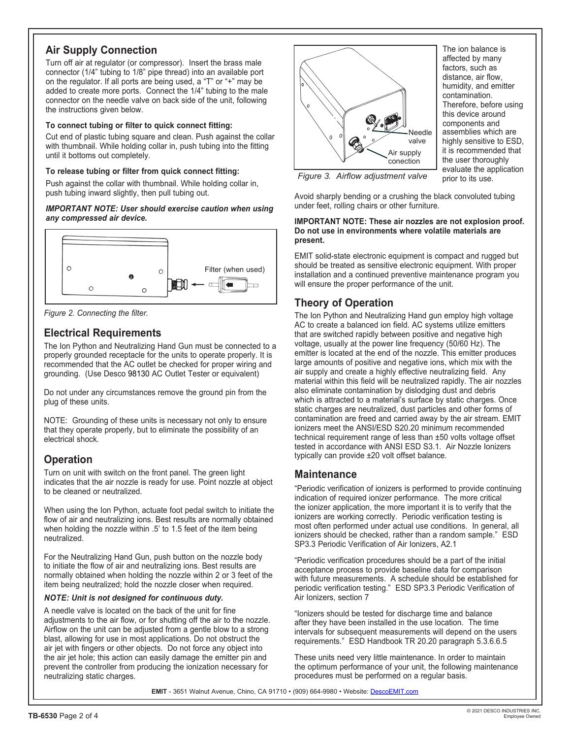## Air Supply Connection

Turn off air at regulator (or compressor). Insert the brass male connector (1/4" tubing to 1/8" pipe thread) into an available port on the regulator. If all ports are being used, a "T" or "+" may be added to create more ports. Connect the 1/4" tubing to the male connector on the needle valve on back side of the unit, following the instructions given below.

**To connect tubing or filter to quick connect fitting:**

Cut end of plastic tubing square and clean. Push against the collar with thumbnail. While holding collar in, push tubing into the fitting until it bottoms out completely.

**To release tubing or filter from quick connect fitting:**

Push against the collar with thumbnail. While holding collar in, push tubing inward slightly, then pull tubing out.

***IMPORTANT NOTE: User should exercise caution when using any compressed air device.***

Filter (when used)

*Figure 2. Connecting the filter.*

## Electrical Requirements

The Ion Python and Neutralizing Hand Gun must be connected to a properly grounded receptacle for the units to operate properly. It is recommended that the AC outlet be checked for proper wiring and grounding. (Use Desco 98130 AC Outlet Tester or equivalent)

Do not under any circumstances remove the ground pin from the plug of these units.

NOTE: Grounding of these units is necessary not only to ensure that they operate properly, but to eliminate the possibility of an electrical shock.

## Operation

Turn on unit with switch on the front panel. The green light indicates that the air nozzle is ready for use. Point nozzle at object to be cleaned or neutralized.

When using the Ion Python, actuate foot pedal switch to initiate the flow of air and neutralizing ions. Best results are normally obtained when holding the nozzle within .5' to 1.5 feet of the item being neutralized.

For the Neutralizing Hand Gun, push button on the nozzle body to initiate the flow of air and neutralizing ions. Best results are normally obtained when holding the nozzle within 2 or 3 feet of the item being neutralized; hold the nozzle closer when required.

***NOTE: Unit is not designed for continuous duty.***

A needle valve is located on the back of the unit for fine adjustments to the air flow, or for shutting off the air to the nozzle. Airflow on the unit can be adjusted from a gentle blow to a strong blast, allowing for use in most applications. Do not obstruct the air jet with fingers or other objects. Do not force any object into the air jet hole; this action can easily damage the emitter pin and prevent the controller from producing the ionization necessary for neutralizing static charges.

Needle valve

Air supply conection

*Figure 3. Airflow adjustment valve*

The ion balance is affected by many factors, such as distance, air flow, humidity, and emitter contamination. Therefore, before using this device around components and assemblies which are highly sensitive to ESD, it is recommended that the user thoroughly evaluate the application prior to its use.

Avoid sharply bending or a crushing the black convoluted tubing under feet, rolling chairs or other furniture.

**IMPORTANT NOTE: These air nozzles are not explosion proof. Do not use in environments where volatile materials are present.**

EMIT solid-state electronic equipment is compact and rugged but should be treated as sensitive electronic equipment. With proper installation and a continued preventive maintenance program you will ensure the proper performance of the unit.

## Theory of Operation

The Ion Python and Neutralizing Hand gun employ high voltage AC to create a balanced ion field. AC systems utilize emitters that are switched rapidly between positive and negative high voltage, usually at the power line frequency (50/60 Hz). The emitter is located at the end of the nozzle. This emitter produces large amounts of positive and negative ions, which mix with the air supply and create a highly effective neutralizing field. Any material within this field will be neutralized rapidly. The air nozzles also eliminate contamination by dislodging dust and debris which is attracted to a material's surface by static charges. Once static charges are neutralized, dust particles and other forms of contamination are freed and carried away by the air stream. EMIT ionizers meet the ANSI/ESD S20.20 minimum recommended technical requirement range of less than ±50 volts voltage offset tested in accordance with ANSI ESD S3.1. Air Nozzle Ionizers typically can provide ±20 volt offset balance.

## Maintenance

"Periodic verification of ionizers is performed to provide continuing indication of required ionizer performance. The more critical the ionizer application, the more important it is to verify that the ionizers are working correctly. Periodic verification testing is most often performed under actual use conditions. In general, all ionizers should be checked, rather than a random sample." ESD SP3.3 Periodic Verification of Air Ionizers, A2.1

"Periodic verification procedures should be a part of the initial acceptance process to provide baseline data for comparison with future measurements. A schedule should be established for periodic verification testing." ESD SP3.3 Periodic Verification of Air Ionizers, section 7

"Ionizers should be tested for discharge time and balance after they have been installed in the use location. The time intervals for subsequent measurements will depend on the users requirements." ESD Handbook TR 20.20 paragraph 5.3.6.6.5

These units need very little maintenance. In order to maintain the optimum performance of your unit, the following maintenance procedures must be performed on a regular basis.

**EMIT** - 3651 Walnut Avenue, Chino, CA 91710 • (909) 664-9980 • Website: DescoEMIT.com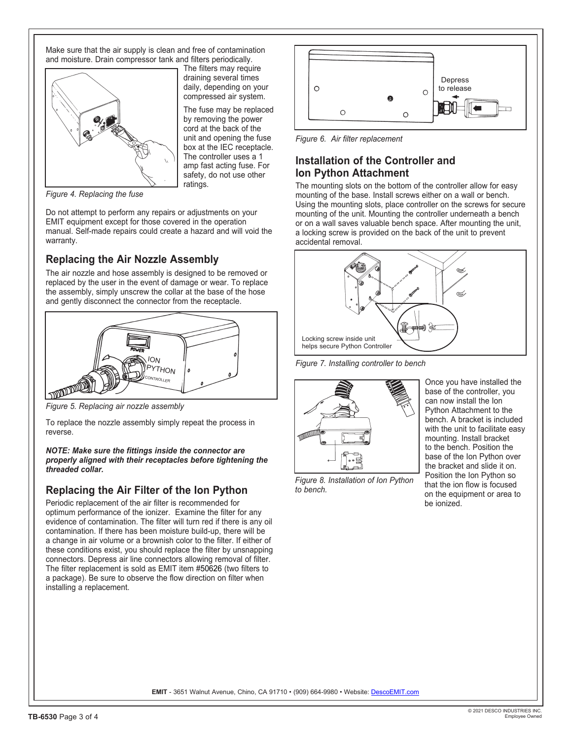Make sure that the air supply is clean and free of contamination and moisture. Drain compressor tank and filters periodically. The filters may require draining several times daily, depending on your compressed air system.

The fuse may be replaced by removing the power cord at the back of the unit and opening the fuse box at the IEC receptacle. The controller uses a 1 amp fast acting fuse. For safety, do not use other ratings.

*Figure 4. Replacing the fuse*

Do not attempt to perform any repairs or adjustments on your EMIT equipment except for those covered in the operation manual. Self-made repairs could create a hazard and will void the warranty.

## Replacing the Air Nozzle Assembly

The air nozzle and hose assembly is designed to be removed or replaced by the user in the event of damage or wear. To replace the assembly, simply unscrew the collar at the base of the hose and gently disconnect the connector from the receptacle.

*Figure 5. Replacing air nozzle assembly*

To replace the nozzle assembly simply repeat the process in reverse.

***NOTE: Make sure the fittings inside the connector are properly aligned with their receptacles before tightening the threaded collar.***

## Replacing the Air Filter of the Ion Python

Periodic replacement of the air filter is recommended for optimum performance of the ionizer. Examine the filter for any evidence of contamination. The filter will turn red if there is any oil contamination. If there has been moisture build-up, there will be a change in air volume or a brownish color to the filter. If either of these conditions exist, you should replace the filter by unsnapping connectors. Depress air line connectors allowing removal of filter. The filter replacement is sold as EMIT item #50626 (two filters to a package). Be sure to observe the flow direction on filter when installing a replacement.

Depress to release

*Figure 6. Air filter replacement*

## Installation of the Controller and Ion Python Attachment

The mounting slots on the bottom of the controller allow for easy mounting of the base. Install screws either on a wall or bench. Using the mounting slots, place controller on the screws for secure mounting of the unit. Mounting the controller underneath a bench or on a wall saves valuable bench space. After mounting the unit, a locking screw is provided on the back of the unit to prevent accidental removal.

Locking screw inside unit helps secure Python Controller

*Figure 7. Installing controller to bench*

Once you have installed the base of the controller, you can now install the Ion Python Attachment to the bench. A bracket is included with the unit to facilitate easy mounting. Install bracket to the bench. Position the base of the Ion Python over the bracket and slide it on. Position the Ion Python so that the ion flow is focused on the equipment or area to be ionized.

*Figure 8. Installation of Ion Python to bench.*

**EMIT** - 3651 Walnut Avenue, Chino, CA 91710 • (909) 664-9980 • Website: DescoEMIT.com

© 2021 DESCO INDUSTRIES INC.
Employee Owned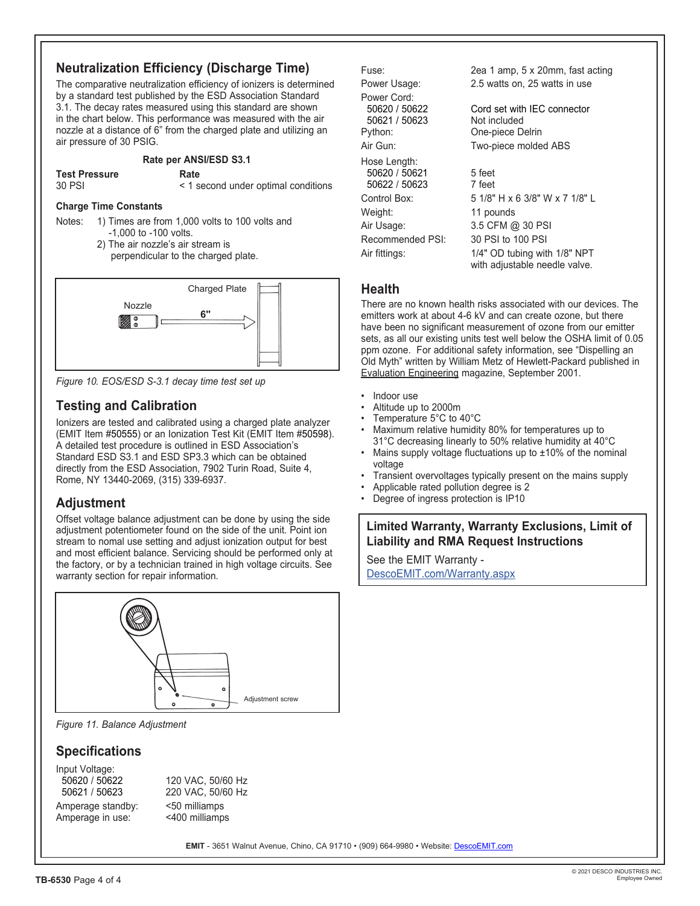## Neutralization Efficiency (Discharge Time)

The comparative neutralization efficiency of ionizers is determined by a standard test published by the ESD Association Standard 3.1. The decay rates measured using this standard are shown in the chart below. This performance was measured with the air nozzle at a distance of 6" from the charged plate and utilizing an air pressure of 30 PSIG.

**Rate per ANSI/ESD S3.1**

| Test Pressure | Rate |
|---|---|
| 30 PSI | < 1 second under optimal conditions |

**Charge Time Constants**

Notes:
1) Times are from 1,000 volts to 100 volts and -1,000 to -100 volts.
2) The air nozzle's air stream is perpendicular to the charged plate.

Charged Plate

Nozzle

6"

*Figure 10. EOS/ESD S-3.1 decay time test set up*

## Testing and Calibration

Ionizers are tested and calibrated using a charged plate analyzer (EMIT Item #50555) or an Ionization Test Kit (EMIT Item #50598). A detailed test procedure is outlined in ESD Association's Standard ESD S3.1 and ESD SP3.3 which can be obtained directly from the ESD Association, 7902 Turin Road, Suite 4, Rome, NY 13440-2069, (315) 339-6937.

## Adjustment

Offset voltage balance adjustment can be done by using the side adjustment potentiometer found on the side of the unit. Point ion stream to nomal use setting and adjust ionization output for best and most efficient balance. Servicing should be performed only at the factory, or by a technician trained in high voltage circuits. See warranty section for repair information.

Adjustment screw

*Figure 11. Balance Adjustment*

## Specifications

| | |
|---|---|
| Input Voltage: | |
| 50620 / 50622 | 120 VAC, 50/60 Hz |
| 50621 / 50623 | 220 VAC, 50/60 Hz |
| Amperage standby: | <50 milliamps |
| Amperage in use: | <400 milliamps |
| Fuse: | 2ea 1 amp, 5 x 20mm, fast acting |
| Power Usage: | 2.5 watts on, 25 watts in use |
| Power Cord: | |
| 50620 / 50622 | Cord set with IEC connector |
| 50621 / 50623 | Not included |
| Python: | One-piece Delrin |
| Air Gun: | Two-piece molded ABS |
| Hose Length: | |
| 50620 / 50621 | 5 feet |
| 50622 / 50623 | 7 feet |
| Control Box: | 5 1/8" H x 6 3/8" W x 7 1/8" L |
| Weight: | 11 pounds |
| Air Usage: | 3.5 CFM @ 30 PSI |
| Recommended PSI: | 30 PSI to 100 PSI |
| Air fittings: | 1/4" OD tubing with 1/8" NPT with adjustable needle valve. |

## Health

There are no known health risks associated with our devices. The emitters work at about 4-6 kV and can create ozone, but there have been no significant measurement of ozone from our emitter sets, as all our existing units test well below the OSHA limit of 0.05 ppm ozone. For additional safety information, see "Dispelling an Old Myth" written by William Metz of Hewlett-Packard published in Evaluation Engineering magazine, September 2001.

- Indoor use
- Altitude up to 2000m
- Temperature 5°C to 40°C
- Maximum relative humidity 80% for temperatures up to 31°C decreasing linearly to 50% relative humidity at 40°C
- Mains supply voltage fluctuations up to ±10% of the nominal voltage
- Transient overvoltages typically present on the mains supply
- Applicable rated pollution degree is 2
- Degree of ingress protection is IP10

### Limited Warranty, Warranty Exclusions, Limit of Liability and RMA Request Instructions

See the EMIT Warranty - DescoEMIT.com/Warranty.aspx

**EMIT** - 3651 Walnut Avenue, Chino, CA 91710 • (909) 664-9980 • Website: DescoEMIT.com

© 2021 DESCO INDUSTRIES INC. Employee Owned